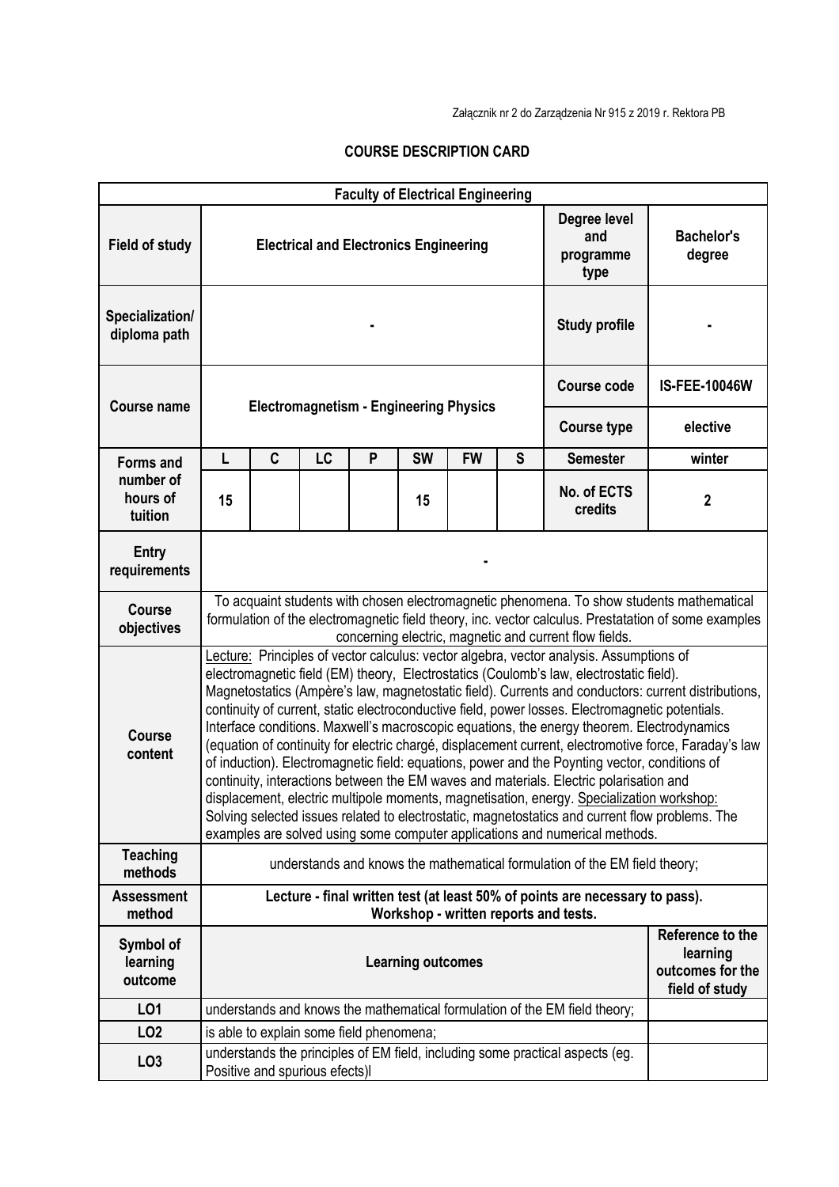Załącznik nr 2 do Zarządzenia Nr 915 z 2019 r. Rektora PB

# COURSE DESCRIPTION CARD

| **Faculty of Electrical Engineering** | | | | | | | | | |
|---|---|---|---|---|---|---|---|---|---|
| **Field of study** | **Electrical and Electronics Engineering** | | | | | | | **Degree level and programme type** | **Bachelor's degree** |
| **Specialization/ diploma path** | - | | | | | | | **Study profile** | - |
| **Course name** | **Electromagnetism - Engineering Physics** | | | | | | | **Course code** | **IS-FEE-10046W** |
| | | | | | | | | **Course type** | elective |
| **Forms and number of hours of tuition** | **L** | **C** | **LC** | **P** | **SW** | **FW** | **S** | **Semester** | winter |
| | 15 | | | | 15 | | | **No. of ECTS credits** | **2** |
| **Entry requirements** | - | | | | | | | | |
| **Course objectives** | To acquaint students with chosen electromagnetic phenomena. To show students mathematical formulation of the electromagnetic field theory, inc. vector calculus. Prestatation of some examples concerning electric, magnetic and current flow fields. | | | | | | | | |
| **Course content** | Lecture: Principles of vector calculus: vector algebra, vector analysis. Assumptions of electromagnetic field (EM) theory, Electrostatics (Coulomb's law, electrostatic field). Magnetostatics (Ampère's law, magnetostatic field). Currents and conductors: current distributions, continuity of current, static electroconductive field, power losses. Electromagnetic potentials. Interface conditions. Maxwell's macroscopic equations, the energy theorem. Electrodynamics (equation of continuity for electric chargé, displacement current, electromotive force, Faraday's law of induction). Electromagnetic field: equations, power and the Poynting vector, conditions of continuity, interactions between the EM waves and materials. Electric polarisation and displacement, electric multipole moments, magnetisation, energy. Specialization workshop: Solving selected issues related to electrostatic, magnetostatics and current flow problems. The examples are solved using some computer applications and numerical methods. | | | | | | | | |
| **Teaching methods** | understands and knows the mathematical formulation of the EM field theory; | | | | | | | | |
| **Assessment method** | **Lecture - final written test (at least 50% of points are necessary to pass). Workshop - written reports and tests.** | | | | | | | | |
| **Symbol of learning outcome** | **Learning outcomes** | | | | | | | | **Reference to the learning outcomes for the field of study** |
| **LO1** | understands and knows the mathematical formulation of the EM field theory; | | | | | | | | |
| **LO2** | is able to explain some field phenomena; | | | | | | | | |
| **LO3** | understands the principles of EM field, including some practical aspects (eg. Positive and spurious efects)l | | | | | | | | |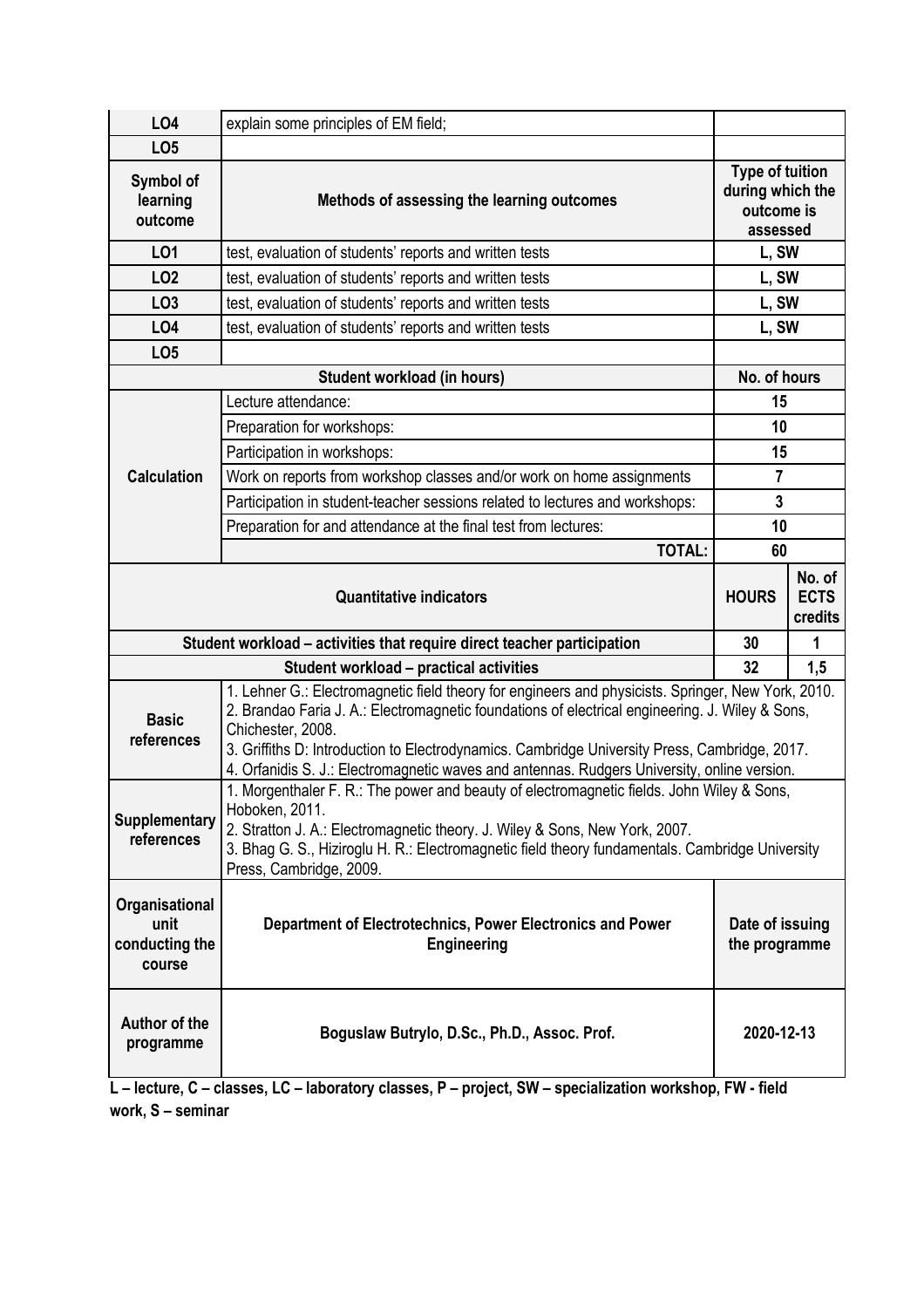| | | | |
|---|---|---|---|
| **LO4** | explain some principles of EM field; | | |
| **LO5** | | | |
| **Symbol of learning outcome** | **Methods of assessing the learning outcomes** | **Type of tuition during which the outcome is assessed** | |
| **LO1** | test, evaluation of students' reports and written tests | **L, SW** | |
| **LO2** | test, evaluation of students' reports and written tests | **L, SW** | |
| **LO3** | test, evaluation of students' reports and written tests | **L, SW** | |
| **LO4** | test, evaluation of students' reports and written tests | **L, SW** | |
| **LO5** | | | |
| **Student workload (in hours)** | | **No. of hours** | |
| **Calculation** | Lecture attendance: | **15** | |
| | Preparation for workshops: | **10** | |
| | Participation in workshops: | **15** | |
| | Work on reports from workshop classes and/or work on home assignments | **7** | |
| | Participation in student-teacher sessions related to lectures and workshops: | **3** | |
| | Preparation for and attendance at the final test from lectures: | **10** | |
| | **TOTAL:** | **60** | |
| **Quantitative indicators** | | **HOURS** | **No. of ECTS credits** |
| **Student workload – activities that require direct teacher participation** | | **30** | **1** |
| **Student workload – practical activities** | | **32** | **1,5** |
| **Basic references** | 1. Lehner G.: Electromagnetic field theory for engineers and physicists. Springer, New York, 2010.<br>2. Brandao Faria J. A.: Electromagnetic foundations of electrical engineering. J. Wiley & Sons, Chichester, 2008.<br>3. Griffiths D: Introduction to Electrodynamics. Cambridge University Press, Cambridge, 2017.<br>4. Orfanidis S. J.: Electromagnetic waves and antennas. Rudgers University, online version. | | |
| **Supplementary references** | 1. Morgenthaler F. R.: The power and beauty of electromagnetic fields. John Wiley & Sons, Hoboken, 2011.<br>2. Stratton J. A.: Electromagnetic theory. J. Wiley & Sons, New York, 2007.<br>3. Bhag G. S., Hiziroglu H. R.: Electromagnetic field theory fundamentals. Cambridge University Press, Cambridge, 2009. | | |
| **Organisational unit conducting the course** | **Department of Electrotechnics, Power Electronics and Power Engineering** | **Date of issuing the programme** | |
| **Author of the programme** | **Boguslaw Butrylo, D.Sc., Ph.D., Assoc. Prof.** | **2020-12-13** | |

**L – lecture, C – classes, LC – laboratory classes, P – project, SW – specialization workshop, FW - field work, S – seminar**